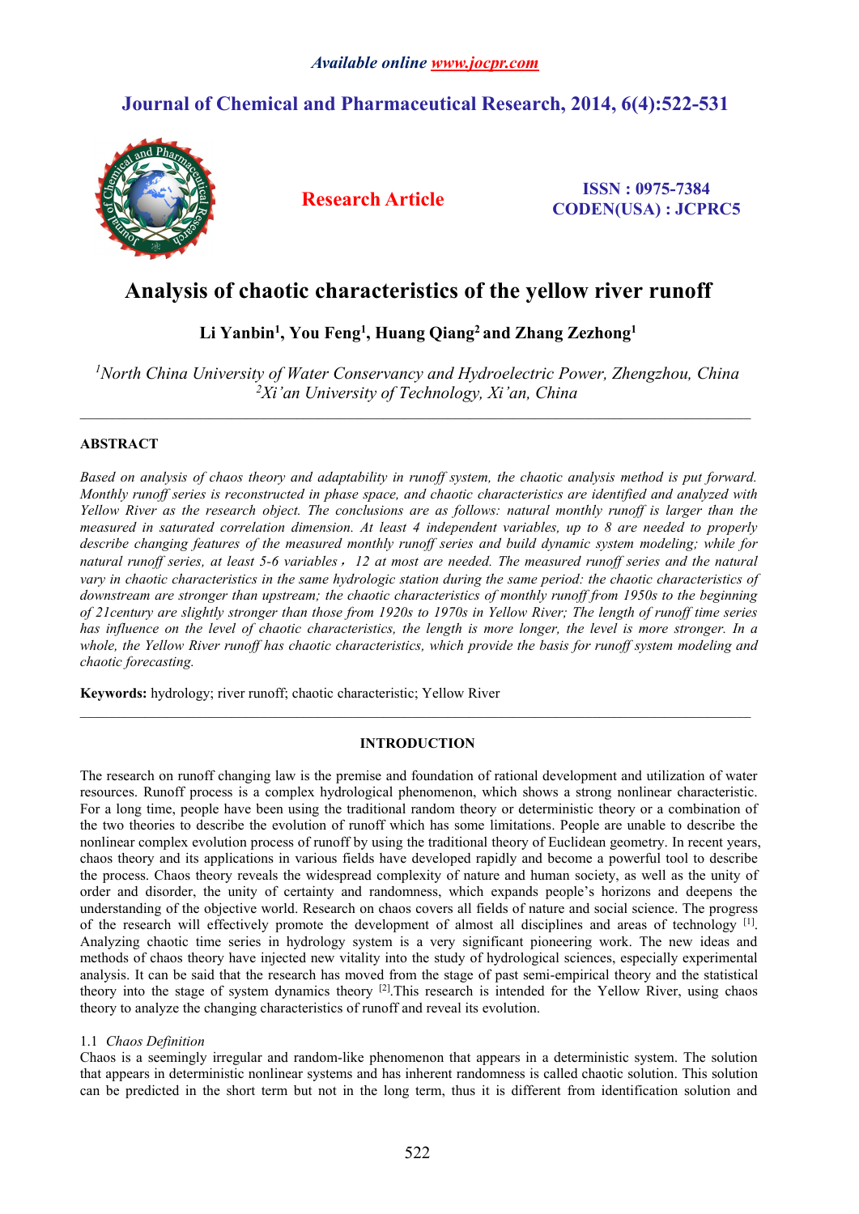# Analysis of chaotic characteristics of the yellow river runoff

**Li Yanbin[1], You Feng[1], Huang Qiang[2] and Zhang Zezhong[1]**

*[1]North China University of Water Conservancy and Hydroelectric Power, Zhengzhou, China*
*[2]Xi'an University of Technology, Xi'an, China*

---

## ABSTRACT

*Based on analysis of chaos theory and adaptability in runoff system, the chaotic analysis method is put forward. Monthly runoff series is reconstructed in phase space, and chaotic characteristics are identified and analyzed with Yellow River as the research object. The conclusions are as follows: natural monthly runoff is larger than the measured in saturated correlation dimension. At least 4 independent variables, up to 8 are needed to properly describe changing features of the measured monthly runoff series and build dynamic system modeling; while for natural runoff series, at least 5-6 variables，12 at most are needed. The measured runoff series and the natural vary in chaotic characteristics in the same hydrologic station during the same period: the chaotic characteristics of downstream are stronger than upstream; the chaotic characteristics of monthly runoff from 1950s to the beginning of 21century are slightly stronger than those from 1920s to 1970s in Yellow River; The length of runoff time series has influence on the level of chaotic characteristics, the length is more longer, the level is more stronger. In a whole, the Yellow River runoff has chaotic characteristics, which provide the basis for runoff system modeling and chaotic forecasting.*

**Keywords:** hydrology; river runoff; chaotic characteristic; Yellow River

---

## INTRODUCTION

The research on runoff changing law is the premise and foundation of rational development and utilization of water resources. Runoff process is a complex hydrological phenomenon, which shows a strong nonlinear characteristic. For a long time, people have been using the traditional random theory or deterministic theory or a combination of the two theories to describe the evolution of runoff which has some limitations. People are unable to describe the nonlinear complex evolution process of runoff by using the traditional theory of Euclidean geometry. In recent years, chaos theory and its applications in various fields have developed rapidly and become a powerful tool to describe the process. Chaos theory reveals the widespread complexity of nature and human society, as well as the unity of order and disorder, the unity of certainty and randomness, which expands people's horizons and deepens the understanding of the objective world. Research on chaos covers all fields of nature and social science. The progress of the research will effectively promote the development of almost all disciplines and areas of technology [1]. Analyzing chaotic time series in hydrology system is a very significant pioneering work. The new ideas and methods of chaos theory have injected new vitality into the study of hydrological sciences, especially experimental analysis. It can be said that the research has moved from the stage of past semi-empirical theory and the statistical theory into the stage of system dynamics theory [2].This research is intended for the Yellow River, using chaos theory to analyze the changing characteristics of runoff and reveal its evolution.

### 1.1 *Chaos Definition*

Chaos is a seemingly irregular and random-like phenomenon that appears in a deterministic system. The solution that appears in deterministic nonlinear systems and has inherent randomness is called chaotic solution. This solution can be predicted in the short term but not in the long term, thus it is different from identification solution and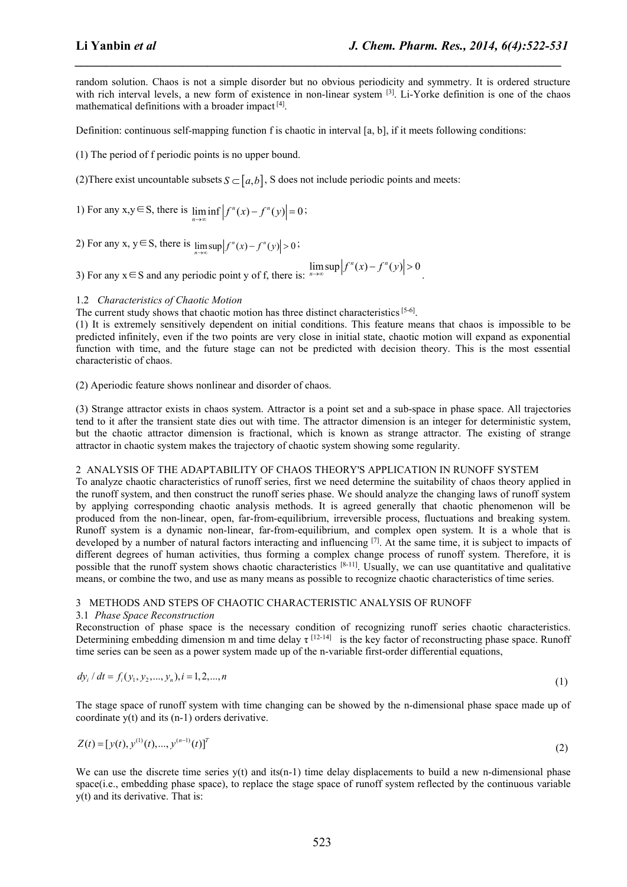random solution. Chaos is not a simple disorder but no obvious periodicity and symmetry. It is ordered structure with rich interval levels, a new form of existence in non-linear system [3]. Li-Yorke definition is one of the chaos mathematical definitions with a broader impact [4].

Definition: continuous self-mapping function f is chaotic in interval [a, b], if it meets following conditions:

(1) The period of f periodic points is no upper bound.

(2)There exist uncountable subsets $S \subset [a,b]$, S does not include periodic points and meets:

1) For any x,y∈S, there is $\liminf_{n\to\infty} \left| f^n(x) - f^n(y) \right| = 0$;

2) For any x, y∈S, there is $\limsup_{n\to\infty} \left| f^n(x) - f^n(y) \right| > 0$;

3) For any x∈S and any periodic point y of f, there is: $\limsup_{n\to\infty} \left| f^n(x) - f^n(y) \right| > 0$.

### 1.2 *Characteristics of Chaotic Motion*

The current study shows that chaotic motion has three distinct characteristics [5-6].

(1) It is extremely sensitively dependent on initial conditions. This feature means that chaos is impossible to be predicted infinitely, even if the two points are very close in initial state, chaotic motion will expand as exponential function with time, and the future stage can not be predicted with decision theory. This is the most essential characteristic of chaos.

(2) Aperiodic feature shows nonlinear and disorder of chaos.

(3) Strange attractor exists in chaos system. Attractor is a point set and a sub-space in phase space. All trajectories tend to it after the transient state dies out with time. The attractor dimension is an integer for deterministic system, but the chaotic attractor dimension is fractional, which is known as strange attractor. The existing of strange attractor in chaotic system makes the trajectory of chaotic system showing some regularity.

## 2 ANALYSIS OF THE ADAPTABILITY OF CHAOS THEORY'S APPLICATION IN RUNOFF SYSTEM

To analyze chaotic characteristics of runoff series, first we need determine the suitability of chaos theory applied in the runoff system, and then construct the runoff series phase. We should analyze the changing laws of runoff system by applying corresponding chaotic analysis methods. It is agreed generally that chaotic phenomenon will be produced from the non-linear, open, far-from-equilibrium, irreversible process, fluctuations and breaking system. Runoff system is a dynamic non-linear, far-from-equilibrium, and complex open system. It is a whole that is developed by a number of natural factors interacting and influencing [7]. At the same time, it is subject to impacts of different degrees of human activities, thus forming a complex change process of runoff system. Therefore, it is possible that the runoff system shows chaotic characteristics [8-11]. Usually, we can use quantitative and qualitative means, or combine the two, and use as many means as possible to recognize chaotic characteristics of time series.

## 3 METHODS AND STEPS OF CHAOTIC CHARACTERISTIC ANALYSIS OF RUNOFF

### 3.1 *Phase Space Reconstruction*

Reconstruction of phase space is the necessary condition of recognizing runoff series chaotic characteristics. Determining embedding dimension m and time delay τ [12-14] is the key factor of reconstructing phase space. Runoff time series can be seen as a power system made up of the n-variable first-order differential equations,

$$dy_i / dt = f_i(y_1, y_2, ..., y_n), i = 1, 2, ..., n \tag{1}$$

The stage space of runoff system with time changing can be showed by the n-dimensional phase space made up of coordinate y(t) and its (n-1) orders derivative.

$$Z(t) = [y(t), y^{(1)}(t), ..., y^{(n-1)}(t)]^T \tag{2}$$

We can use the discrete time series y(t) and its(n-1) time delay displacements to build a new n-dimensional phase space(i.e., embedding phase space), to replace the stage space of runoff system reflected by the continuous variable y(t) and its derivative. That is: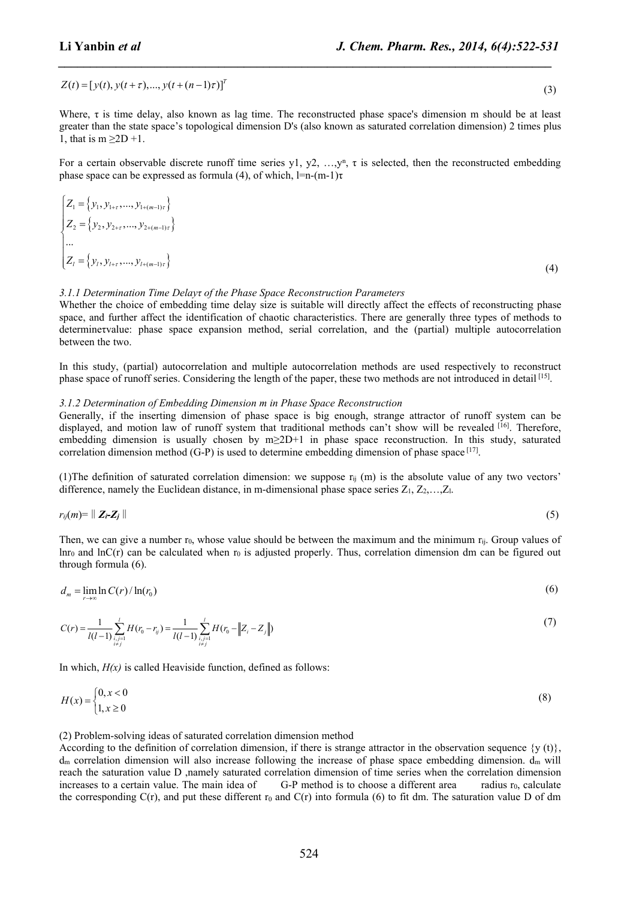$$Z(t) = [y(t), y(t+\tau), ..., y(t+(n-1)\tau)]^T \tag{3}$$

Where, τ is time delay, also known as lag time. The reconstructed phase space's dimension m should be at least greater than the state space's topological dimension D's (also known as saturated correlation dimension) 2 times plus 1, that is m ≥2D +1.

For a certain observable discrete runoff time series y1, y2, …,$y^n$, τ is selected, then the reconstructed embedding phase space can be expressed as formula (4), of which, l=n-(m-1)τ

$$\begin{cases} Z_1 = \{y_1, y_{1+\tau}, ..., y_{1+(m-1)\tau}\} \\ Z_2 = \{y_2, y_{2+\tau}, ..., y_{2+(m-1)\tau}\} \\ ... \\ Z_l = \{y_l, y_{l+\tau}, ..., y_{l+(m-1)\tau}\} \end{cases} \tag{4}$$

*3.1.1 Determination Time Delayτ of the Phase Space Reconstruction Parameters*

Whether the choice of embedding time delay size is suitable will directly affect the effects of reconstructing phase space, and further affect the identification of chaotic characteristics. There are generally three types of methods to determineτvalue: phase space expansion method, serial correlation, and the (partial) multiple autocorrelation between the two.

In this study, (partial) autocorrelation and multiple autocorrelation methods are used respectively to reconstruct phase space of runoff series. Considering the length of the paper, these two methods are not introduced in detail [15].

*3.1.2 Determination of Embedding Dimension m in Phase Space Reconstruction*

Generally, if the inserting dimension of phase space is big enough, strange attractor of runoff system can be displayed, and motion law of runoff system that traditional methods can't show will be revealed [16]. Therefore, embedding dimension is usually chosen by m≥2D+1 in phase space reconstruction. In this study, saturated correlation dimension method (G-P) is used to determine embedding dimension of phase space [17].

(1)The definition of saturated correlation dimension: we suppose $r_{ij}$ (m) is the absolute value of any two vectors' difference, namely the Euclidean distance, in m-dimensional phase space series $Z_1$, $Z_2$,…,$Z_l$.

$$r_{ij}(m) = \| \boldsymbol{Z_i} - \boldsymbol{Z_j} \| \tag{5}$$

Then, we can give a number $r_0$, whose value should be between the maximum and the minimum $r_{ij}$. Group values of $\ln r_0$ and $\ln C(r)$ can be calculated when $r_0$ is adjusted properly. Thus, correlation dimension dm can be figured out through formula (6).

$$d_m = \lim_{r \to \infty} \ln C(r) / \ln(r_0) \tag{6}$$

$$C(r) = \frac{1}{l(l-1)} \sum_{\substack{i,j=1 \\ i \neq j}}^{l} H(r_0 - r_{ij}) = \frac{1}{l(l-1)} \sum_{\substack{i,j=1 \\ i \neq j}}^{l} H(r_0 - \|Z_i - Z_j\|) \tag{7}$$

In which, *H(x)* is called Heaviside function, defined as follows:

$$H(x) = \begin{cases} 0, x < 0 \\ 1, x \geq 0 \end{cases} \tag{8}$$

(2) Problem-solving ideas of saturated correlation dimension method

According to the definition of correlation dimension, if there is strange attractor in the observation sequence {y (t)}, $d_m$ correlation dimension will also increase following the increase of phase space embedding dimension. $d_m$ will reach the saturation value D ,namely saturated correlation dimension of time series when the correlation dimension increases to a certain value. The main idea of G-P method is to choose a different area radius $r_0$, calculate the corresponding C(r), and put these different $r_0$ and C(r) into formula (6) to fit dm. The saturation value D of dm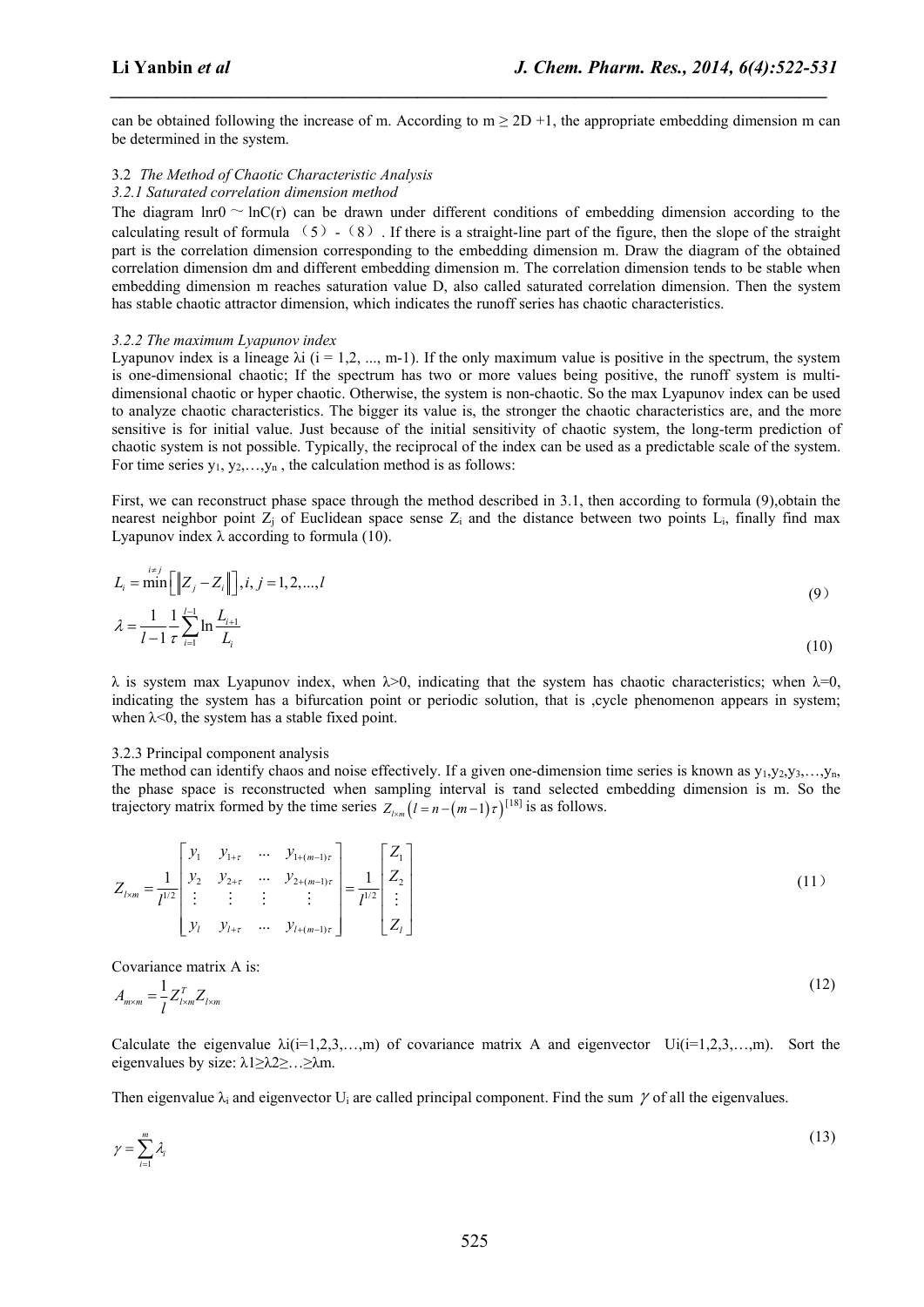can be obtained following the increase of m. According to $m \geq 2D + 1$, the appropriate embedding dimension m can be determined in the system.

### 3.2 *The Method of Chaotic Characteristic Analysis*

#### *3.2.1 Saturated correlation dimension method*

The diagram $\ln r0 \sim \ln C(r)$ can be drawn under different conditions of embedding dimension according to the calculating result of formula （5）-（8）. If there is a straight-line part of the figure, then the slope of the straight part is the correlation dimension corresponding to the embedding dimension m. Draw the diagram of the obtained correlation dimension dm and different embedding dimension m. The correlation dimension tends to be stable when embedding dimension m reaches saturation value D, also called saturated correlation dimension. Then the system has stable chaotic attractor dimension, which indicates the runoff series has chaotic characteristics.

#### *3.2.2 The maximum Lyapunov index*

Lyapunov index is a lineage $\lambda i$ (i = 1,2, ..., m-1). If the only maximum value is positive in the spectrum, the system is one-dimensional chaotic; If the spectrum has two or more values being positive, the runoff system is multi-dimensional chaotic or hyper chaotic. Otherwise, the system is non-chaotic. So the max Lyapunov index can be used to analyze chaotic characteristics. The bigger its value is, the stronger the chaotic characteristics are, and the more sensitive is for initial value. Just because of the initial sensitivity of chaotic system, the long-term prediction of chaotic system is not possible. Typically, the reciprocal of the index can be used as a predictable scale of the system. For time series $y_1, y_2, \ldots, y_n$ , the calculation method is as follows:

First, we can reconstruct phase space through the method described in 3.1, then according to formula (9),obtain the nearest neighbor point $Z_j$ of Euclidean space sense $Z_i$ and the distance between two points $L_i$, finally find max Lyapunov index $\lambda$ according to formula (10).

$$L_i = \overset{i \neq j}{\min}\left[\left\| Z_j - Z_i \right\|\right], i, j = 1, 2, \ldots, l \tag{9}$$

$$\lambda = \frac{1}{l-1}\frac{1}{\tau}\sum_{i=1}^{l-1} \ln \frac{L_{i+1}}{L_i} \tag{10}$$

$\lambda$ is system max Lyapunov index, when $\lambda > 0$, indicating that the system has chaotic characteristics; when $\lambda = 0$, indicating the system has a bifurcation point or periodic solution, that is ,cycle phenomenon appears in system; when $\lambda < 0$, the system has a stable fixed point.

#### 3.2.3 Principal component analysis

The method can identify chaos and noise effectively. If a given one-dimension time series is known as $y_1, y_2, y_3, \ldots, y_n$, the phase space is reconstructed when sampling interval is $\tau$and selected embedding dimension is m. So the trajectory matrix formed by the time series $Z_{l \times m}\left(l = n - (m-1)\tau\right)$[18] is as follows.

$$Z_{l \times m} = \frac{1}{l^{1/2}}\begin{bmatrix} y_1 & y_{1+\tau} & \ldots & y_{1+(m-1)\tau} \\ y_2 & y_{2+\tau} & \ldots & y_{2+(m-1)\tau} \\ \vdots & \vdots & \vdots & \vdots \\ y_l & y_{l+\tau} & \ldots & y_{l+(m-1)\tau} \end{bmatrix} = \frac{1}{l^{1/2}}\begin{bmatrix} Z_1 \\ Z_2 \\ \vdots \\ Z_l \end{bmatrix} \tag{11}$$

Covariance matrix A is:

$$A_{m \times m} = \frac{1}{l} Z_{l \times m}^T Z_{l \times m} \tag{12}$$

Calculate the eigenvalue $\lambda i$(i=1,2,3,…,m) of covariance matrix A and eigenvector $Ui$(i=1,2,3,…,m). Sort the eigenvalues by size: $\lambda 1 \geq \lambda 2 \geq \ldots \geq \lambda m$.

Then eigenvalue $\lambda_i$ and eigenvector $U_i$ are called principal component. Find the sum $\gamma$ of all the eigenvalues.

$$\gamma = \sum_{i=1}^{m} \lambda_i \tag{13}$$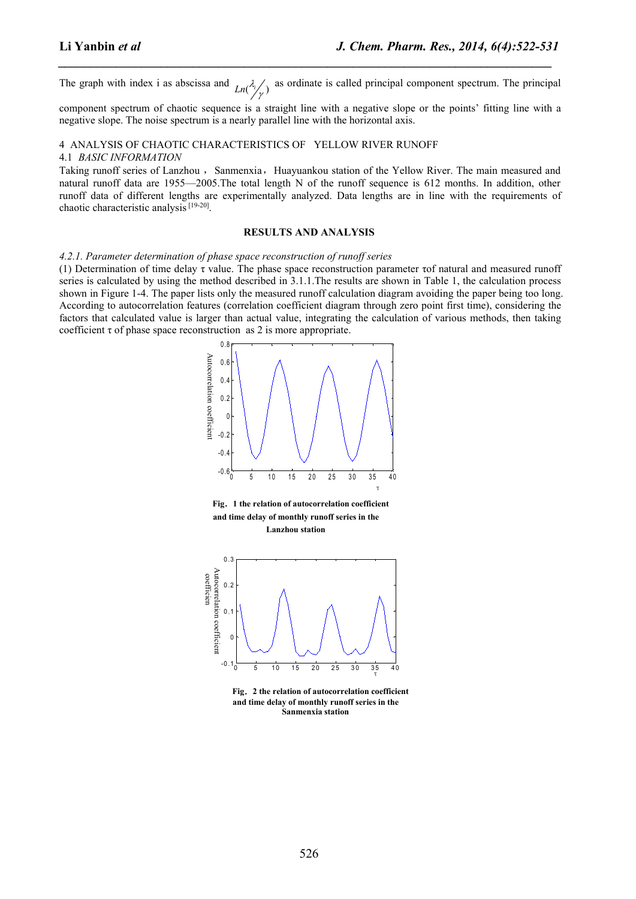The graph with index i as abscissa and $Ln(\lambda_i / \gamma)$ as ordinate is called principal component spectrum. The principal component spectrum of chaotic sequence is a straight line with a negative slope or the points' fitting line with a negative slope. The noise spectrum is a nearly parallel line with the horizontal axis.

## 4 ANALYSIS OF CHAOTIC CHARACTERISTICS OF YELLOW RIVER RUNOFF

### 4.1 *BASIC INFORMATION*

Taking runoff series of Lanzhou，Sanmenxia，Huayuankou station of the Yellow River. The main measured and natural runoff data are 1955—2005.The total length N of the runoff sequence is 612 months. In addition, other runoff data of different lengths are experimentally analyzed. Data lengths are in line with the requirements of chaotic characteristic analysis [19-20].

## RESULTS AND ANALYSIS

### *4.2.1. Parameter determination of phase space reconstruction of runoff series*

(1) Determination of time delay τ value. The phase space reconstruction parameter τof natural and measured runoff series is calculated by using the method described in 3.1.1.The results are shown in Table 1, the calculation process shown in Figure 1-4. The paper lists only the measured runoff calculation diagram avoiding the paper being too long. According to autocorrelation features (correlation coefficient diagram through zero point first time), considering the factors that calculated value is larger than actual value, integrating the calculation of various methods, then taking coefficient τ of phase space reconstruction as 2 is more appropriate.

**Fig．1 the relation of autocorrelation coefficient and time delay of monthly runoff series in the Lanzhou station**

**Fig．2 the relation of autocorrelation coefficient and time delay of monthly runoff series in the Sanmenxia station**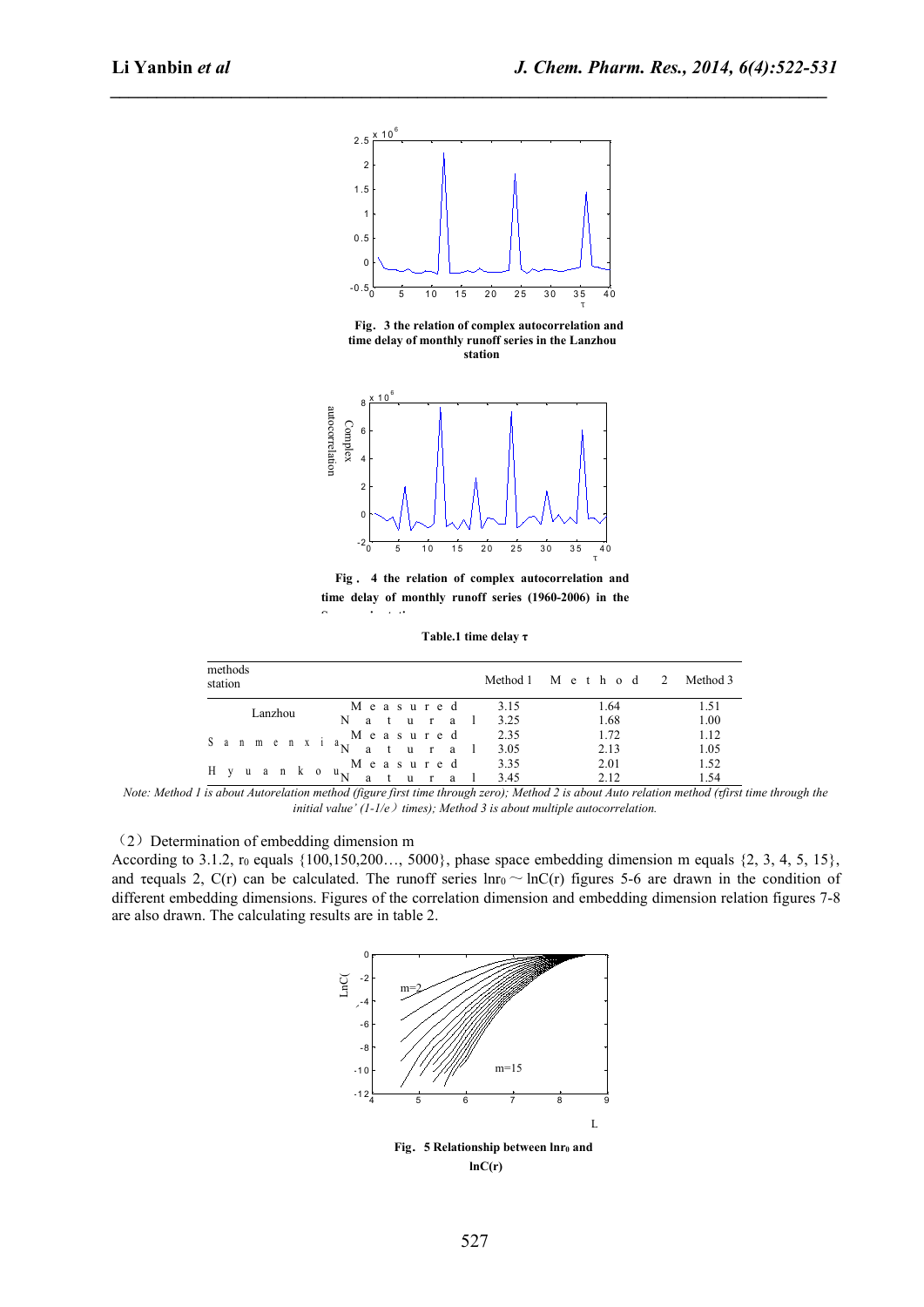**Fig. 3 the relation of complex autocorrelation and time delay of monthly runoff series in the Lanzhou station**

**Fig . 4 the relation of complex autocorrelation and time delay of monthly runoff series (1960-2006) in the Sanmenxia station**

**Table.1 time delay τ**

| station \ methods | | Method 1 | Method 2 | Method 3 |
|---|---|---|---|---|
| Lanzhou | Measured | 3.15 | 1.64 | 1.51 |
| | Natural | 3.25 | 1.68 | 1.00 |
| Sanmenxia | Measured | 2.35 | 1.72 | 1.12 |
| | Natural | 3.05 | 2.13 | 1.05 |
| Hyuankou | Measured | 3.35 | 2.01 | 1.52 |
| | Natural | 3.45 | 2.12 | 1.54 |

*Note: Method 1 is about Autorelation method (figure first time through zero); Method 2 is about Auto relation method (τfirst time through the initial value' (1-1/e) times); Method 3 is about multiple autocorrelation.*

(2) Determination of embedding dimension m

According to 3.1.2, $r_0$ equals {100,150,200…, 5000}, phase space embedding dimension m equals {2, 3, 4, 5, 15}, and τequals 2, C(r) can be calculated. The runoff series $\ln r_0 \sim \ln C(r)$ figures 5-6 are drawn in the condition of different embedding dimensions. Figures of the correlation dimension and embedding dimension relation figures 7-8 are also drawn. The calculating results are in table 2.

**Fig. 5 Relationship between $\ln r_0$ and $\ln C(r)$**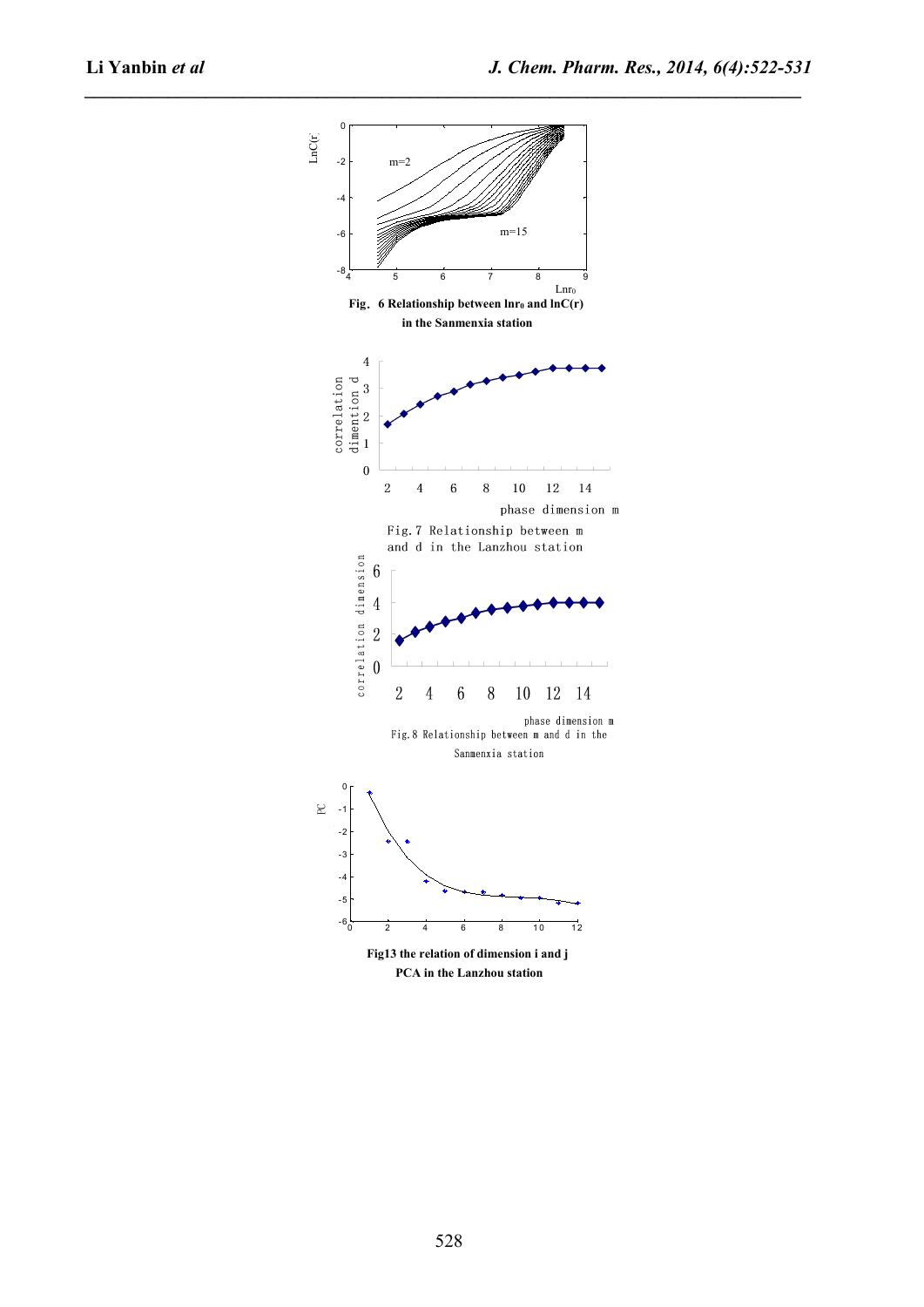Fig．6 Relationship between $\ln r_0$ and $\ln C(r)$ in the Sanmenxia station

Fig.7 Relationship between m and d in the Lanzhou station

Fig.8 Relationship between m and d in the Sanmenxia station

Fig13 the relation of dimension i and j PCA in the Lanzhou station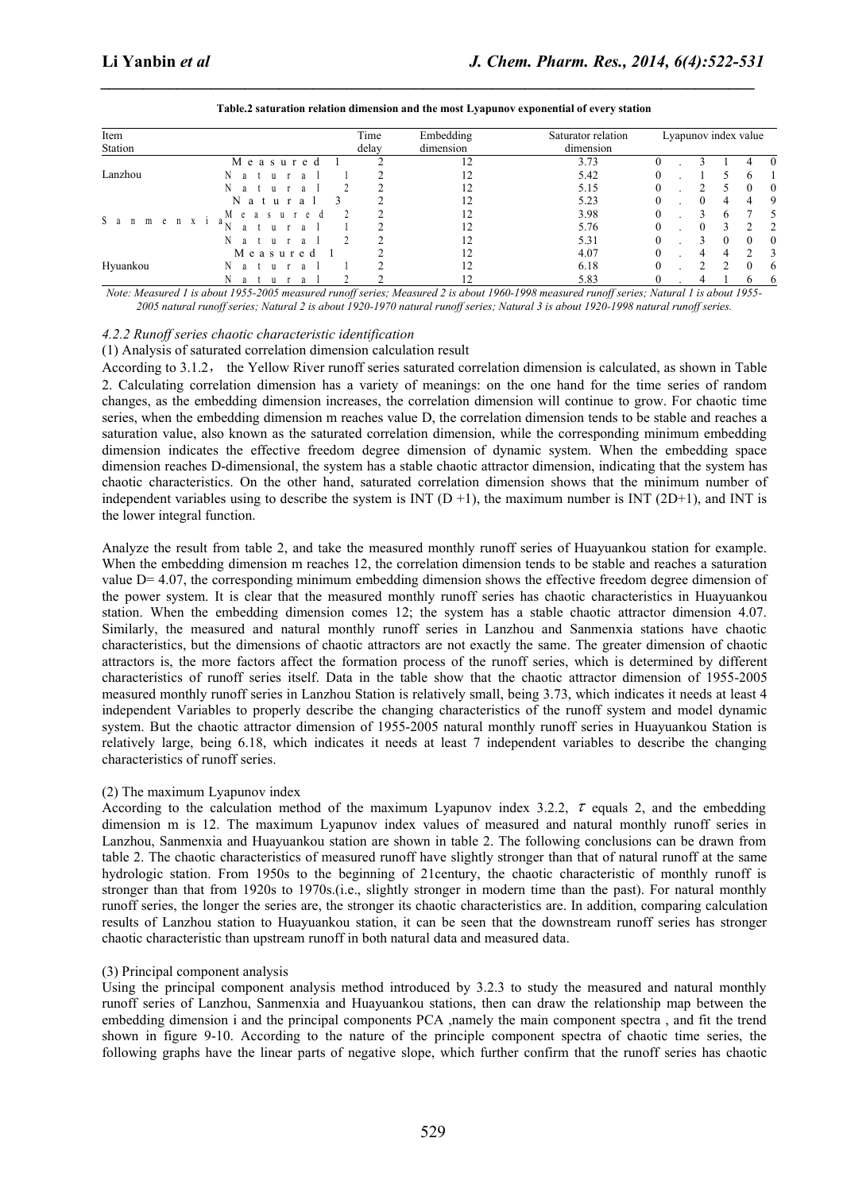**Table.2 saturation relation dimension and the most Lyapunov exponential of every station**

| Item<br>Station | | Time delay | Embedding dimension | Saturator relation dimension | Lyapunov index value |
|---|---|---|---|---|---|
| Lanzhou | Measured 1 | 2 | 12 | 3.73 | 0.3140 |
| | Natural 1 | 2 | 12 | 5.42 | 0.1561 |
| | Natural 2 | 2 | 12 | 5.15 | 0.2500 |
| | Natural 3 | 2 | 12 | 5.23 | 0.0449 |
| Sanmenxia | Measured 2 | 2 | 12 | 3.98 | 0.3675 |
| | Natural 1 | 2 | 12 | 5.76 | 0.0322 |
| | Natural 2 | 2 | 12 | 5.31 | 0.3000 |
| Hyuankou | Measured 1 | 2 | 12 | 4.07 | 0.4423 |
| | Natural 1 | 2 | 12 | 6.18 | 0.2206 |
| | Natural 2 | 2 | 12 | 5.83 | 0.4166 |

*Note: Measured 1 is about 1955-2005 measured runoff series; Measured 2 is about 1960-1998 measured runoff series; Natural 1 is about 1955-2005 natural runoff series; Natural 2 is about 1920-1970 natural runoff series; Natural 3 is about 1920-1998 natural runoff series.*

#### *4.2.2 Runoff series chaotic characteristic identification*

(1) Analysis of saturated correlation dimension calculation result

According to 3.1.2， the Yellow River runoff series saturated correlation dimension is calculated, as shown in Table 2. Calculating correlation dimension has a variety of meanings: on the one hand for the time series of random changes, as the embedding dimension increases, the correlation dimension will continue to grow. For chaotic time series, when the embedding dimension m reaches value D, the correlation dimension tends to be stable and reaches a saturation value, also known as the saturated correlation dimension, while the corresponding minimum embedding dimension indicates the effective freedom degree dimension of dynamic system. When the embedding space dimension reaches D-dimensional, the system has a stable chaotic attractor dimension, indicating that the system has chaotic characteristics. On the other hand, saturated correlation dimension shows that the minimum number of independent variables using to describe the system is INT (D +1), the maximum number is INT (2D+1), and INT is the lower integral function.

Analyze the result from table 2, and take the measured monthly runoff series of Huayuankou station for example. When the embedding dimension m reaches 12, the correlation dimension tends to be stable and reaches a saturation value D= 4.07, the corresponding minimum embedding dimension shows the effective freedom degree dimension of the power system. It is clear that the measured monthly runoff series has chaotic characteristics in Huayuankou station. When the embedding dimension comes 12; the system has a stable chaotic attractor dimension 4.07. Similarly, the measured and natural monthly runoff series in Lanzhou and Sanmenxia stations have chaotic characteristics, but the dimensions of chaotic attractors are not exactly the same. The greater dimension of chaotic attractors is, the more factors affect the formation process of the runoff series, which is determined by different characteristics of runoff series itself. Data in the table show that the chaotic attractor dimension of 1955-2005 measured monthly runoff series in Lanzhou Station is relatively small, being 3.73, which indicates it needs at least 4 independent Variables to properly describe the changing characteristics of the runoff system and model dynamic system. But the chaotic attractor dimension of 1955-2005 natural monthly runoff series in Huayuankou Station is relatively large, being 6.18, which indicates it needs at least 7 independent variables to describe the changing characteristics of runoff series.

(2) The maximum Lyapunov index

According to the calculation method of the maximum Lyapunov index 3.2.2, $\tau$ equals 2, and the embedding dimension m is 12. The maximum Lyapunov index values of measured and natural monthly runoff series in Lanzhou, Sanmenxia and Huayuankou station are shown in table 2. The following conclusions can be drawn from table 2. The chaotic characteristics of measured runoff have slightly stronger than that of natural runoff at the same hydrologic station. From 1950s to the beginning of 21century, the chaotic characteristic of monthly runoff is stronger than that from 1920s to 1970s.(i.e., slightly stronger in modern time than the past). For natural monthly runoff series, the longer the series are, the stronger its chaotic characteristics are. In addition, comparing calculation results of Lanzhou station to Huayuankou station, it can be seen that the downstream runoff series has stronger chaotic characteristic than upstream runoff in both natural data and measured data.

(3) Principal component analysis

Using the principal component analysis method introduced by 3.2.3 to study the measured and natural monthly runoff series of Lanzhou, Sanmenxia and Huayuankou stations, then can draw the relationship map between the embedding dimension i and the principal components PCA ,namely the main component spectra , and fit the trend shown in figure 9-10. According to the nature of the principle component spectra of chaotic time series, the following graphs have the linear parts of negative slope, which further confirm that the runoff series has chaotic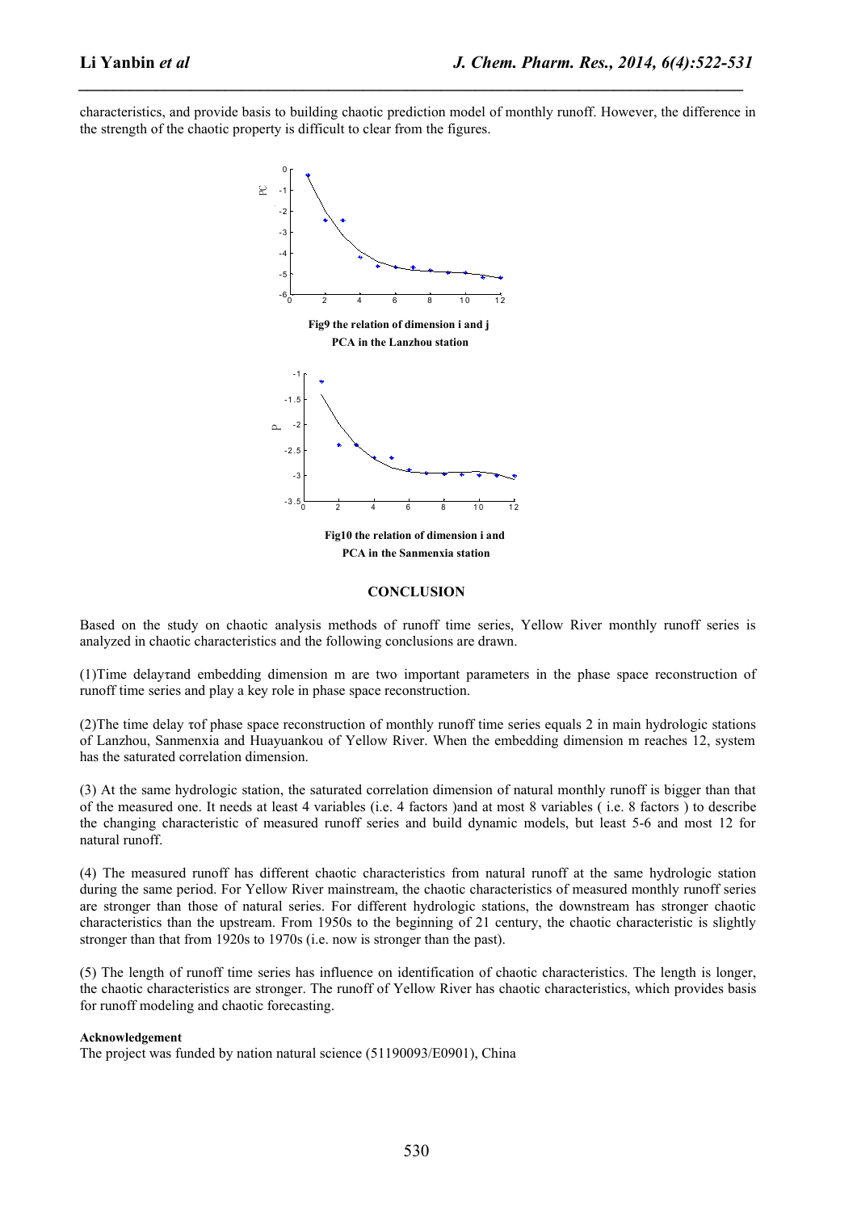characteristics, and provide basis to building chaotic prediction model of monthly runoff. However, the difference in the strength of the chaotic property is difficult to clear from the figures.

**Fig9 the relation of dimension i and j PCA in the Lanzhou station**

**Fig10 the relation of dimension i and PCA in the Sanmenxia station**

## CONCLUSION

Based on the study on chaotic analysis methods of runoff time series, Yellow River monthly runoff series is analyzed in chaotic characteristics and the following conclusions are drawn.

(1)Time delay$\tau$and embedding dimension m are two important parameters in the phase space reconstruction of runoff time series and play a key role in phase space reconstruction.

(2)The time delay $\tau$of phase space reconstruction of monthly runoff time series equals 2 in main hydrologic stations of Lanzhou, Sanmenxia and Huayuankou of Yellow River. When the embedding dimension m reaches 12, system has the saturated correlation dimension.

(3) At the same hydrologic station, the saturated correlation dimension of natural monthly runoff is bigger than that of the measured one. It needs at least 4 variables (i.e. 4 factors )and at most 8 variables ( i.e. 8 factors ) to describe the changing characteristic of measured runoff series and build dynamic models, but least 5-6 and most 12 for natural runoff.

(4) The measured runoff has different chaotic characteristics from natural runoff at the same hydrologic station during the same period. For Yellow River mainstream, the chaotic characteristics of measured monthly runoff series are stronger than those of natural series. For different hydrologic stations, the downstream has stronger chaotic characteristics than the upstream. From 1950s to the beginning of 21 century, the chaotic characteristic is slightly stronger than that from 1920s to 1970s (i.e. now is stronger than the past).

(5) The length of runoff time series has influence on identification of chaotic characteristics. The length is longer, the chaotic characteristics are stronger. The runoff of Yellow River has chaotic characteristics, which provides basis for runoff modeling and chaotic forecasting.

**Acknowledgement**

The project was funded by nation natural science (51190093/E0901), China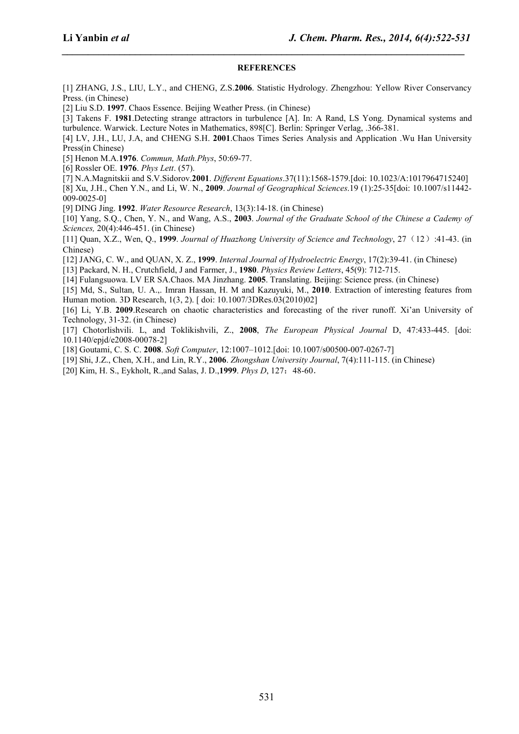**REFERENCES**

[1] ZHANG, J.S., LIU, L.Y., and CHENG, Z.S.**2006**. Statistic Hydrology. Zhengzhou: Yellow River Conservancy Press. (in Chinese)

[2] Liu S.D. **1997**. Chaos Essence. Beijing Weather Press. (in Chinese)

[3] Takens F. **1981**.Detecting strange attractors in turbulence [A]. In: A Rand, LS Yong. Dynamical systems and turbulence. Warwick. Lecture Notes in Mathematics, 898[C]. Berlin: Springer Verlag, .366-381.

[4] LV, J.H., LU, J.A, and CHENG S.H. **2001**.Chaos Times Series Analysis and Application .Wu Han University Press(in Chinese)

[5] Henon M.A.**1976**. *Commun, Math.Phys*, 50:69-77.

[6] Rossler OE. **1976**. *Phys Lett*. (57).

[7] N.A.Magnitskii and S.V.Sidorov.**2001**. *Different Equations*.37(11):1568-1579.[doi: 10.1023/A:1017964715240]

[8] Xu, J.H., Chen Y.N., and Li, W. N., **2009**. *Journal of Geographical Sciences*.19 (1):25-35[doi: 10.1007/s11442-009-0025-0]

[9] DING Jing. **1992**. *Water Resource Research*, 13(3):14-18. (in Chinese)

[10] Yang, S.Q., Chen, Y. N., and Wang, A.S., **2003**. *Journal of the Graduate School of the Chinese a Cademy of Sciences,* 20(4):446-451. (in Chinese)

[11] Quan, X.Z., Wen, Q., **1999**. *Journal of Huazhong University of Science and Technology*, 27（12）:41-43. (in Chinese)

[12] JANG, C. W., and QUAN, X. Z., **1999**. *Internal Journal of Hydroelectric Energy*, 17(2):39-41. (in Chinese)

[13] Packard, N. H., Crutchfield, J and Farmer, J., **1980**. *Physics Review Letters*, 45(9): 712-715.

[14] Fulangsuowa. LV ER SA.Chaos. MA Jinzhang. **2005**. Translating. Beijing: Science press. (in Chinese)

[15] Md, S., Sultan, U. A.,. Imran Hassan, H. M and Kazuyuki, M., **2010**. Extraction of interesting features from Human motion. 3D Research, 1(3, 2). [ doi: 10.1007/3DRes.03(2010)02]

[16] Li, Y.B. **2009**.Research on chaotic characteristics and forecasting of the river runoff. Xi'an University of Technology, 31-32. (in Chinese)

[17] Chotorlishvili. L, and Toklikishvili, Z., **2008**, *The European Physical Journal* D, 47:433-445. [doi: 10.1140/epjd/e2008-00078-2]

[18] Goutami, C. S. C. **2008**. *Soft Computer*, 12:1007–1012.[doi: 10.1007/s00500-007-0267-7]

[19] Shi, J.Z., Chen, X.H., and Lin, R.Y., **2006**. *Zhongshan University Journal*, 7(4):111-115. (in Chinese)

[20] Kim, H. S., Eykholt, R.,and Salas, J. D.,**1999**. *Phys D*, 127：48-60．